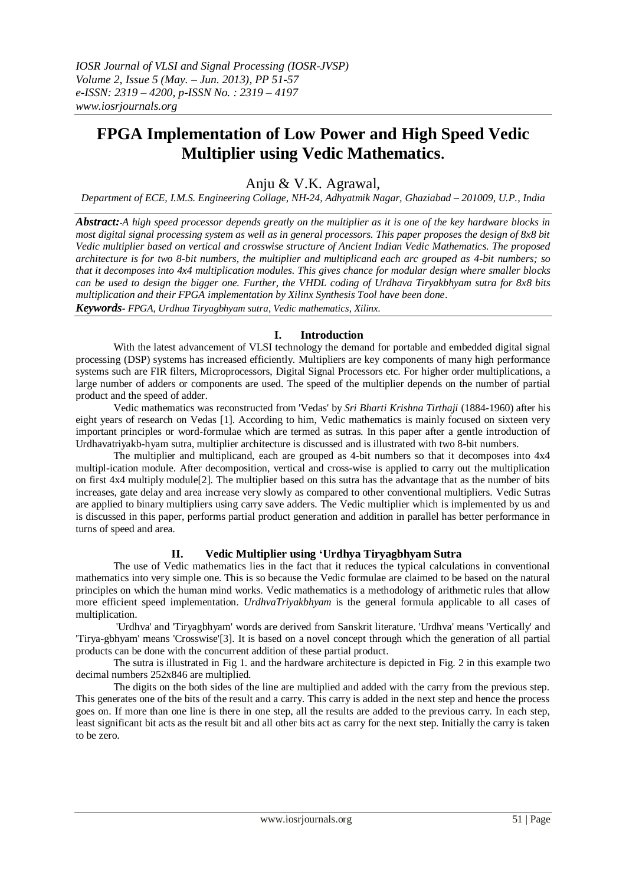# FPGA Implementation of Low Power and High Speed Vedic Multiplier using Vedic Mathematics.

Anju & V.K. Agrawal,

*Department of ECE, I.M.S. Engineering Collage, NH-24, Adhyatmik Nagar, Ghaziabad – 201009, U.P., India*

***Abstract:*** *A high speed processor depends greatly on the multiplier as it is one of the key hardware blocks in most digital signal processing system as well as in general processors. This paper proposes the design of 8x8 bit Vedic multiplier based on vertical and crosswise structure of Ancient Indian Vedic Mathematics. The proposed architecture is for two 8-bit numbers, the multiplier and multiplicand each arc grouped as 4-bit numbers; so that it decomposes into 4x4 multiplication modules. This gives chance for modular design where smaller blocks can be used to design the bigger one. Further, the VHDL coding of Urdhava Tiryakbhyam sutra for 8x8 bits multiplication and their FPGA implementation by Xilinx Synthesis Tool have been done.*

***Keywords***- *FPGA, Urdhua Tiryagbhyam sutra, Vedic mathematics, Xilinx.*

## I. Introduction

With the latest advancement of VLSI technology the demand for portable and embedded digital signal processing (DSP) systems has increased efficiently. Multipliers are key components of many high performance systems such are FIR filters, Microprocessors, Digital Signal Processors etc. For higher order multiplications, a large number of adders or components are used. The speed of the multiplier depends on the number of partial product and the speed of adder.

Vedic mathematics was reconstructed from 'Vedas' by *Sri Bharti Krishna Tirthaji* (1884-1960) after his eight years of research on Vedas [1]. According to him, Vedic mathematics is mainly focused on sixteen very important principles or word-formulae which are termed as sutras. In this paper after a gentle introduction of Urdhavatriyakb-hyam sutra, multiplier architecture is discussed and is illustrated with two 8-bit numbers.

The multiplier and multiplicand, each are grouped as 4-bit numbers so that it decomposes into 4x4 multipl-ication module. After decomposition, vertical and cross-wise is applied to carry out the multiplication on first 4x4 multiply module[2]. The multiplier based on this sutra has the advantage that as the number of bits increases, gate delay and area increase very slowly as compared to other conventional multipliers. Vedic Sutras are applied to binary multipliers using carry save adders. The Vedic multiplier which is implemented by us and is discussed in this paper, performs partial product generation and addition in parallel has better performance in turns of speed and area.

## II. Vedic Multiplier using 'Urdhya Tiryagbhyam Sutra

The use of Vedic mathematics lies in the fact that it reduces the typical calculations in conventional mathematics into very simple one. This is so because the Vedic formulae are claimed to be based on the natural principles on which the human mind works. Vedic mathematics is a methodology of arithmetic rules that allow more efficient speed implementation. *UrdhvaTriyakbhyam* is the general formula applicable to all cases of multiplication.

'Urdhva' and 'Tiryagbhyam' words are derived from Sanskrit literature. 'Urdhva' means 'Vertically' and 'Tirya-gbhyam' means 'Crosswise'[3]. It is based on a novel concept through which the generation of all partial products can be done with the concurrent addition of these partial product.

The sutra is illustrated in Fig 1. and the hardware architecture is depicted in Fig. 2 in this example two decimal numbers 252x846 are multiplied.

The digits on the both sides of the line are multiplied and added with the carry from the previous step. This generates one of the bits of the result and a carry. This carry is added in the next step and hence the process goes on. If more than one line is there in one step, all the results are added to the previous carry. In each step, least significant bit acts as the result bit and all other bits act as carry for the next step. Initially the carry is taken to be zero.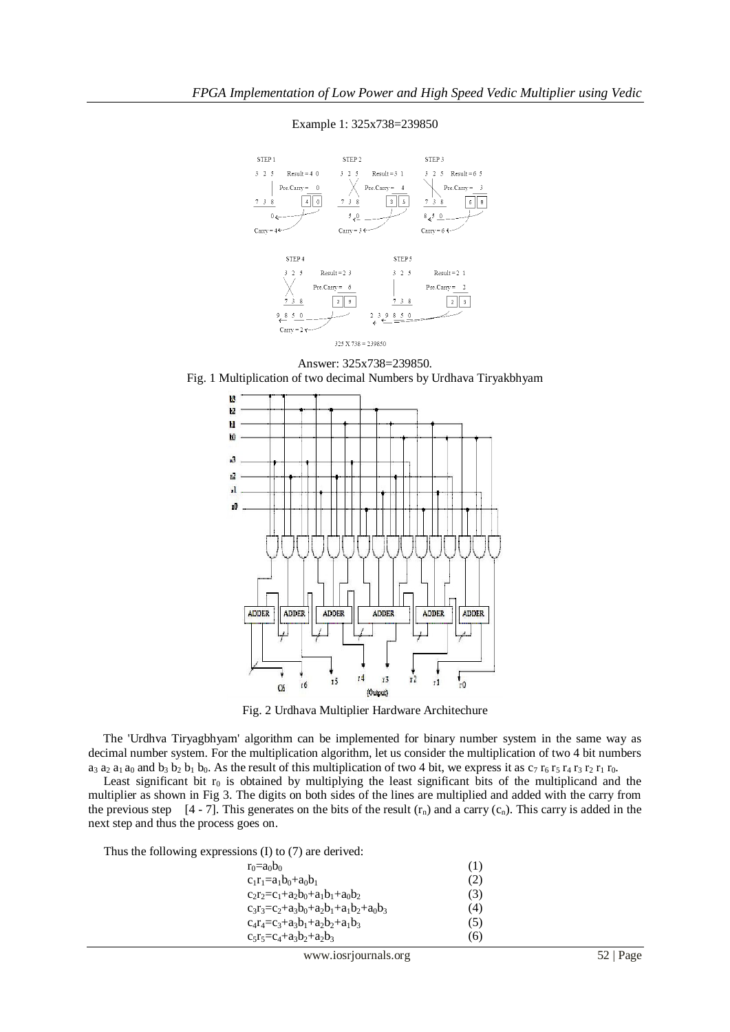Example 1: 325x738=239850

STEP 1

3 2 5 Result = 4 0

Pre.Carry = 0

7 3 8

0

Carry = 4

STEP 2

3 2 5 Result = 3 1

Pre.Carry = 4

7 3 8

5 0

Carry = 3

STEP 3

3 2 5 Result = 6 5

Pre.Carry = 3

7 3 8

8 5 0

Carry = 6

STEP 4

3 2 5 Result = 2 3

Pre.Carry = 6

7 3 8

9 8 5 0

Carry = 2

STEP 5

3 2 5 Result = 2 1

Pre.Carry = 2

7 3 8

2 3 9 8 5 0

325 X 738 = 239850

Answer: 325x738=239850.

Fig. 1 Multiplication of two decimal Numbers by Urdhava Tiryakbhyam

b3
b2
b1
b0
a3
a2
a1
a0

ADDER ADDER ADDER ADDER ADDER ADDER

C6 r6 r5 r4 r3 r2 r1 r0

(Output)

Fig. 2 Urdhava Multiplier Hardware Architechure

The 'Urdhva Tiryagbhyam' algorithm can be implemented for binary number system in the same way as decimal number system. For the multiplication algorithm, let us consider the multiplication of two 4 bit numbers $a_3\, a_2\, a_1\, a_0$ and $b_3\, b_2\, b_1\, b_0$. As the result of this multiplication of two 4 bit, we express it as $c_7\, r_6\, r_5\, r_4\, r_3\, r_2\, r_1\, r_0$.

Least significant bit $r_0$ is obtained by multiplying the least significant bits of the multiplicand and the multiplier as shown in Fig 3. The digits on both sides of the lines are multiplied and added with the carry from the previous step [4 - 7]. This generates on the bits of the result ($r_n$) and a carry ($c_n$). This carry is added in the next step and thus the process goes on.

Thus the following expressions (I) to (7) are derived:

$$r_0=a_0b_0 \quad (1)$$

$$c_1r_1=a_1b_0+a_0b_1 \quad (2)$$

$$c_2r_2=c_1+a_2b_0+a_1b_1+a_0b_2 \quad (3)$$

$$c_3r_3=c_2+a_3b_0+a_2b_1+a_1b_2+a_0b_3 \quad (4)$$

$$c_4r_4=c_3+a_3b_1+a_2b_2+a_1b_3 \quad (5)$$

$$c_5r_5=c_4+a_3b_2+a_2b_3 \quad (6)$$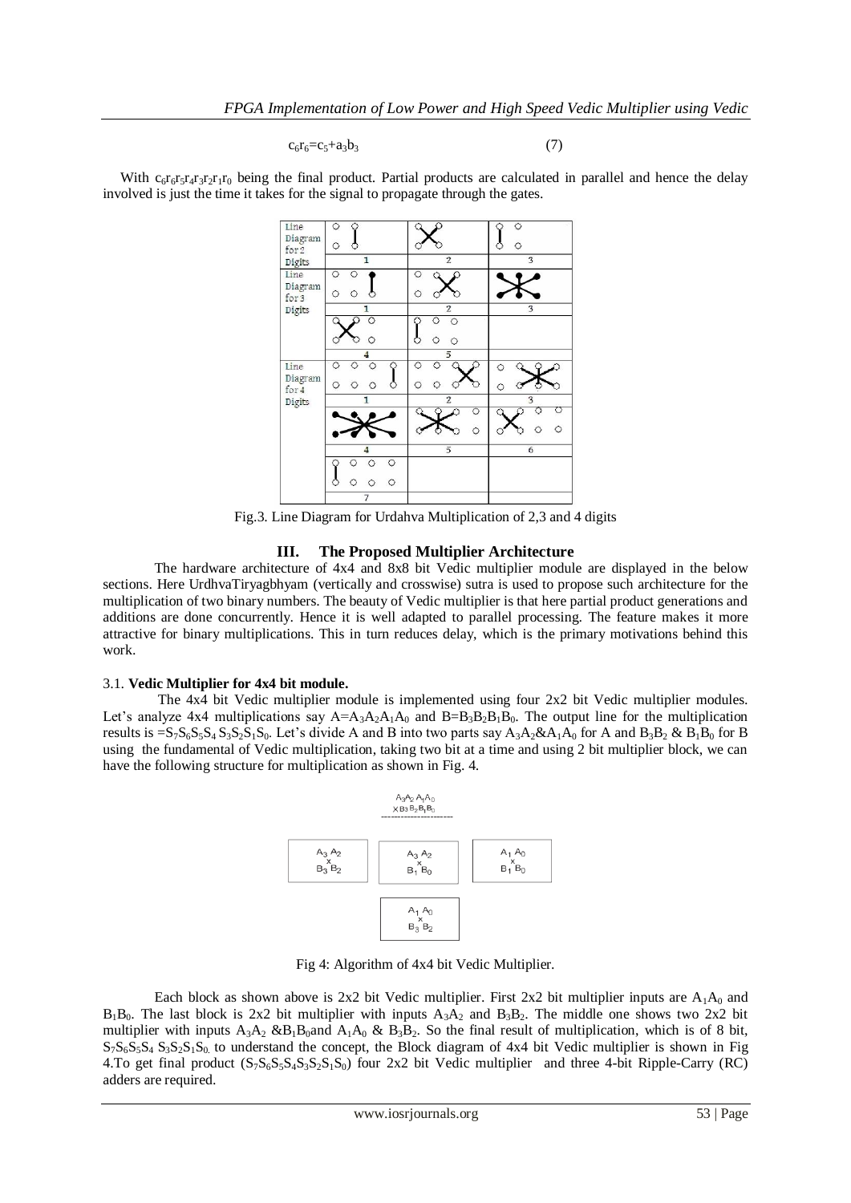$$c_6r_6=c_5+a_3b_3 \tag{7}$$

With $c_6r_6r_5r_4r_3r_2r_1r_0$ being the final product. Partial products are calculated in parallel and hence the delay involved is just the time it takes for the signal to propagate through the gates.

Line Diagram for 2 Digits
1
2
3
Line Diagram for 3 Digits
1
2
3
4
5
Line Diagram for 4 Digits
1
2
3
4
5
6
7

Fig.3. Line Diagram for Urdahva Multiplication of 2,3 and 4 digits

## III. The Proposed Multiplier Architecture

The hardware architecture of 4x4 and 8x8 bit Vedic multiplier module are displayed in the below sections. Here UrdhvaTiryagbhyam (vertically and crosswise) sutra is used to propose such architecture for the multiplication of two binary numbers. The beauty of Vedic multiplier is that here partial product generations and additions are done concurrently. Hence it is well adapted to parallel processing. The feature makes it more attractive for binary multiplications. This in turn reduces delay, which is the primary motivations behind this work.

### 3.1. Vedic Multiplier for 4x4 bit module.

The 4x4 bit Vedic multiplier module is implemented using four 2x2 bit Vedic multiplier modules. Let's analyze 4x4 multiplications say $A=A_3A_2A_1A_0$ and $B=B_3B_2B_1B_0$. The output line for the multiplication results is $=S_7S_6S_5S_4\ S_3S_2S_1S_0$. Let's divide A and B into two parts say $A_3A_2$&$A_1A_0$ for A and $B_3B_2$ & $B_1B_0$ for B using the fundamental of Vedic multiplication, taking two bit at a time and using 2 bit multiplier block, we can have the following structure for multiplication as shown in Fig. 4.

$A_3A_2\ A_1A_0$
$\times\ B_3\ B_2B_1B_0$

$A_3\ A_2 \times B_3\ B_2$
$A_3\ A_2 \times B_1\ B_0$
$A_1\ A_0 \times B_1\ B_0$
$A_1\ A_0 \times B_3\ B_2$

Fig 4: Algorithm of 4x4 bit Vedic Multiplier.

Each block as shown above is 2x2 bit Vedic multiplier. First 2x2 bit multiplier inputs are $A_1A_0$ and $B_1B_0$. The last block is 2x2 bit multiplier with inputs $A_3A_2$ and $B_3B_2$. The middle one shows two 2x2 bit multiplier with inputs $A_3A_2$ &$B_1B_0$and $A_1A_0$ & $B_3B_2$. So the final result of multiplication, which is of 8 bit, $S_7S_6S_5S_4\ S_3S_2S_1S_0$. to understand the concept, the Block diagram of 4x4 bit Vedic multiplier is shown in Fig 4.To get final product ($S_7S_6S_5S_4S_3S_2S_1S_0$) four 2x2 bit Vedic multiplier and three 4-bit Ripple-Carry (RC) adders are required.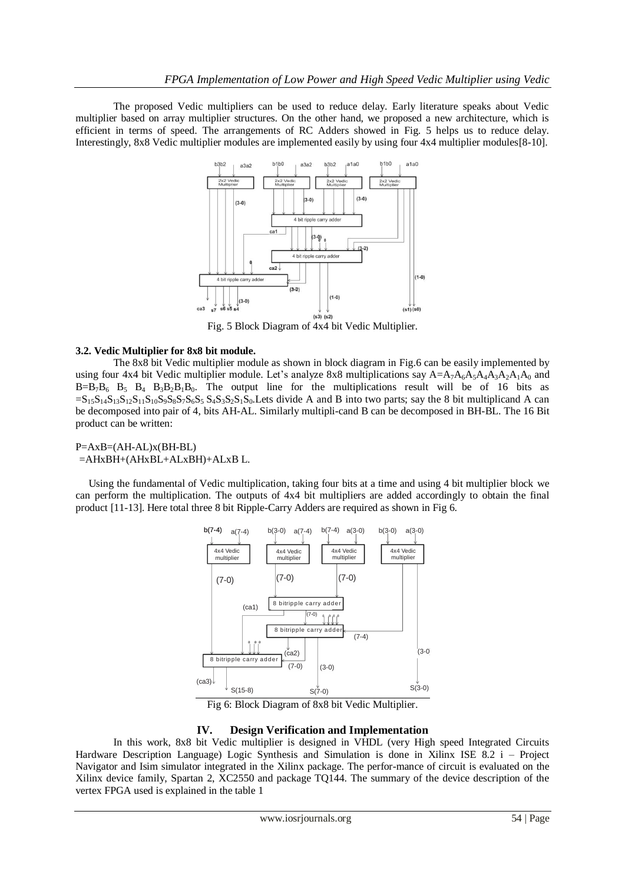The proposed Vedic multipliers can be used to reduce delay. Early literature speaks about Vedic multiplier based on array multiplier structures. On the other hand, we proposed a new architecture, which is efficient in terms of speed. The arrangements of RC Adders showed in Fig. 5 helps us to reduce delay. Interestingly, 8x8 Vedic multiplier modules are implemented easily by using four 4x4 multiplier modules[8-10].

Fig. 5 Block Diagram of 4x4 bit Vedic Multiplier.

### 3.2. Vedic Multiplier for 8x8 bit module.

The 8x8 bit Vedic multiplier module as shown in block diagram in Fig.6 can be easily implemented by using four 4x4 bit Vedic multiplier module. Let's analyze 8x8 multiplications say $A=A_7A_6A_5A_4A_3A_2A_1A_0$ and $B=B_7B_6\ B_5\ B_4\ B_3B_2B_1B_0$. The output line for the multiplications result will be of 16 bits as $=S_{15}S_{14}S_{13}S_{12}S_{11}S_{10}S_9S_8S_7S_6S_5\ S_4S_3S_2S_1S_0$.Lets divide A and B into two parts; say the 8 bit multiplicand A can be decomposed into pair of 4, bits AH-AL. Similarly multipli-cand B can be decomposed in BH-BL. The 16 Bit product can be written:

P=AxB=(AH-AL)x(BH-BL)
=AHxBH+(AHxBL+ALxBH)+ALxB L.

Using the fundamental of Vedic multiplication, taking four bits at a time and using 4 bit multiplier block we can perform the multiplication. The outputs of 4x4 bit multipliers are added accordingly to obtain the final product [11-13]. Here total three 8 bit Ripple-Carry Adders are required as shown in Fig 6.

Fig 6: Block Diagram of 8x8 bit Vedic Multiplier.

## IV. Design Verification and Implementation

In this work, 8x8 bit Vedic multiplier is designed in VHDL (very High speed Integrated Circuits Hardware Description Language) Logic Synthesis and Simulation is done in Xilinx ISE 8.2 i – Project Navigator and Isim simulator integrated in the Xilinx package. The perfor-mance of circuit is evaluated on the Xilinx device family, Spartan 2, XC2550 and package TQ144. The summary of the device description of the vertex FPGA used is explained in the table 1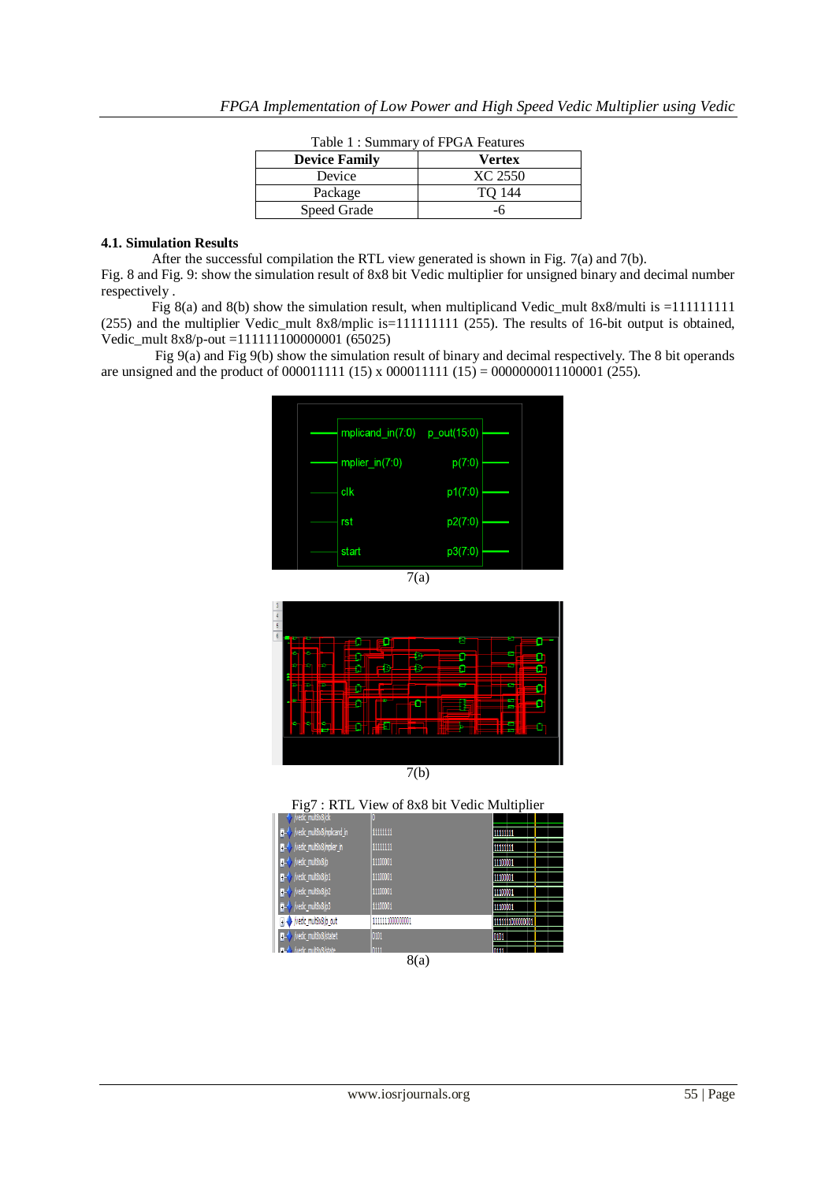Table 1 : Summary of FPGA Features

| Device Family | Vertex |
|---|---|
| Device | XC 2550 |
| Package | TQ 144 |
| Speed Grade | -6 |

### 4.1. Simulation Results

After the successful compilation the RTL view generated is shown in Fig. 7(a) and 7(b).
Fig. 8 and Fig. 9: show the simulation result of 8x8 bit Vedic multiplier for unsigned binary and decimal number respectively .

Fig 8(a) and 8(b) show the simulation result, when multiplicand Vedic_mult 8x8/multi is =111111111 (255) and the multiplier Vedic_mult 8x8/mplic is=111111111 (255). The results of 16-bit output is obtained, Vedic_mult 8x8/p-out =111111100000001 (65025)

Fig 9(a) and Fig 9(b) show the simulation result of binary and decimal respectively. The 8 bit operands are unsigned and the product of 000011111 (15) x 000011111 (15) = 0000000011100001 (255).

mplicand_in(7:0)
p_out(15:0)
mplier_in(7:0)
p(7:0)
clk
p1(7:0)
rst
p2(7:0)
start
p3(7:0)

7(a)

7(b)

Fig7 : RTL View of 8x8 bit Vedic Multiplier

8(a)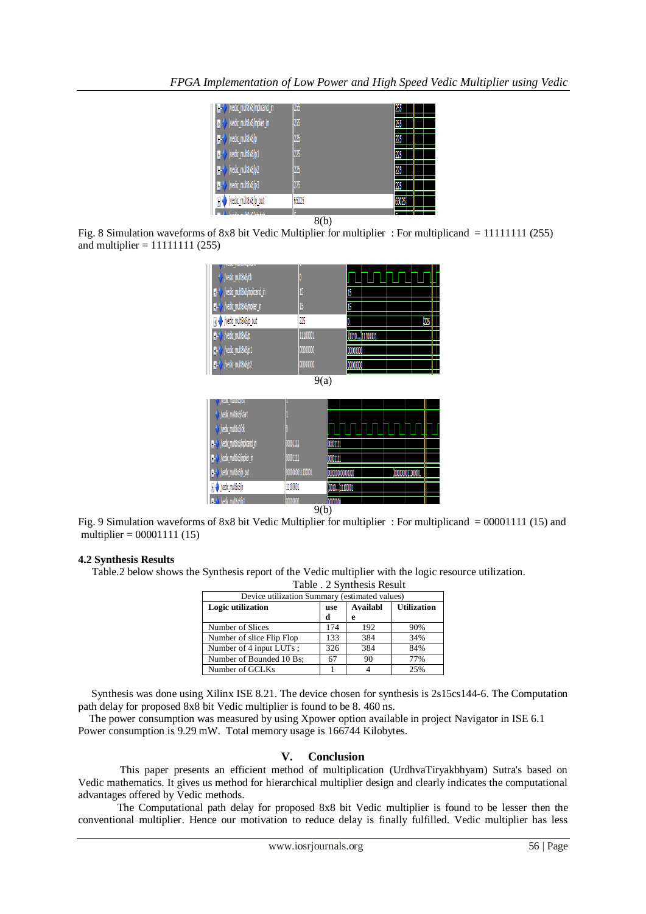8(b)

Fig. 8 Simulation waveforms of 8x8 bit Vedic Multiplier for multiplier : For multiplicand = 11111111 (255) and multiplier = 11111111 (255)

9(a)

9(b)

Fig. 9 Simulation waveforms of 8x8 bit Vedic Multiplier for multiplier : For multiplicand = 00001111 (15) and multiplier = 00001111 (15)

### 4.2 Synthesis Results

Table.2 below shows the Synthesis report of the Vedic multiplier with the logic resource utilization.

Table . 2 Synthesis Result

| Device utilization Summary (estimated values) | | | |
|---|---|---|---|
| **Logic utilization** | **used** | **Available** | **Utilization** |
| Number of Slices | 174 | 192 | 90% |
| Number of slice Flip Flop | 133 | 384 | 34% |
| Number of 4 input LUTs ; | 326 | 384 | 84% |
| Number of Bounded 10 Bs; | 67 | 90 | 77% |
| Number of GCLKs | 1 | 4 | 25% |

Synthesis was done using Xilinx ISE 8.21. The device chosen for synthesis is 2s15cs144-6. The Computation path delay for proposed 8x8 bit Vedic multiplier is found to be 8. 460 ns.

The power consumption was measured by using Xpower option available in project Navigator in ISE 6.1 Power consumption is 9.29 mW. Total memory usage is 166744 Kilobytes.

## V. Conclusion

This paper presents an efficient method of multiplication (UrdhvaTiryakbhyam) Sutra's based on Vedic mathematics. It gives us method for hierarchical multiplier design and clearly indicates the computational advantages offered by Vedic methods.

The Computational path delay for proposed 8x8 bit Vedic multiplier is found to be lesser then the conventional multiplier. Hence our motivation to reduce delay is finally fulfilled. Vedic multiplier has less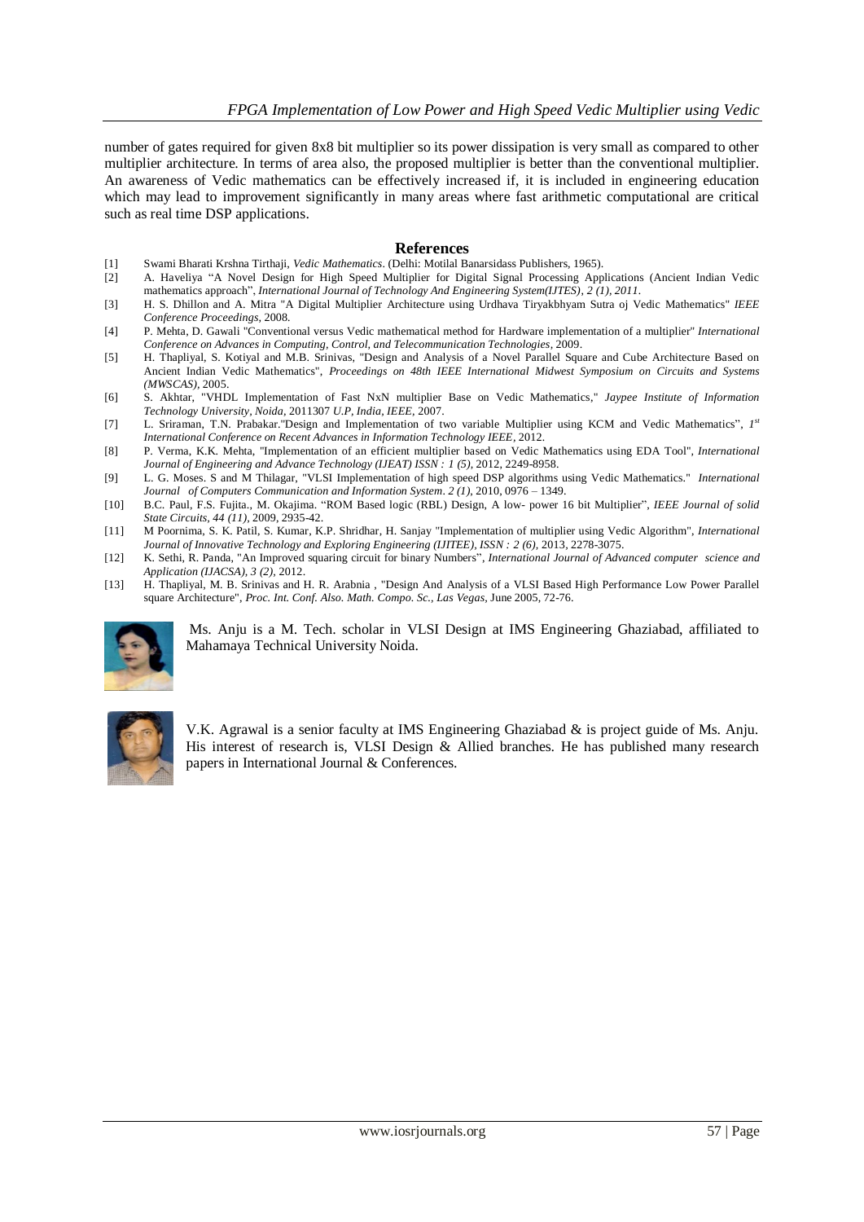number of gates required for given 8x8 bit multiplier so its power dissipation is very small as compared to other multiplier architecture. In terms of area also, the proposed multiplier is better than the conventional multiplier. An awareness of Vedic mathematics can be effectively increased if, it is included in engineering education which may lead to improvement significantly in many areas where fast arithmetic computational are critical such as real time DSP applications.

## References

[1] Swami Bharati Krshna Tirthaji, *Vedic Mathematics*. (Delhi: Motilal Banarsidass Publishers, 1965).

[2] A. Haveliya "A Novel Design for High Speed Multiplier for Digital Signal Processing Applications (Ancient Indian Vedic mathematics approach", *International Journal of Technology And Engineering System(IJTES), 2 (1), 2011.*

[3] H. S. Dhillon and A. Mitra "A Digital Multiplier Architecture using Urdhava Tiryakbhyam Sutra oj Vedic Mathematics" *IEEE Conference Proceedings*, 2008.

[4] P. Mehta, D. Gawali "Conventional versus Vedic mathematical method for Hardware implementation of a multiplier" *International Conference on Advances in Computing, Control, and Telecommunication Technologies*, 2009.

[5] H. Thapliyal, S. Kotiyal and M.B. Srinivas, "Design and Analysis of a Novel Parallel Square and Cube Architecture Based on Ancient Indian Vedic Mathematics", *Proceedings on 48th IEEE International Midwest Symposium on Circuits and Systems (MWSCAS)*, 2005.

[6] S. Akhtar, "VHDL Implementation of Fast NxN multiplier Base on Vedic Mathematics," *Jaypee Institute of Information Technology University, Noida,* 2011307 *U.P, India, IEEE*, 2007.

[7] L. Sriraman, T.N. Prabakar."Design and Implementation of two variable Multiplier using KCM and Vedic Mathematics", *1st International Conference on Recent Advances in Information Technology IEEE*, 2012.

[8] P. Verma, K.K. Mehta, "Implementation of an efficient multiplier based on Vedic Mathematics using EDA Tool", *International Journal of Engineering and Advance Technology (IJEAT) ISSN : 1 (5)*, 2012, 2249-8958.

[9] L. G. Moses. S and M Thilagar, "VLSI Implementation of high speed DSP algorithms using Vedic Mathematics." *International Journal of Computers Communication and Information System. 2 (1)*, 2010, 0976 – 1349.

[10] B.C. Paul, F.S. Fujita., M. Okajima. "ROM Based logic (RBL) Design, A low- power 16 bit Multiplier", *IEEE Journal of solid State Circuits, 44 (11)*, 2009, 2935-42.

[11] M Poornima, S. K. Patil, S. Kumar, K.P. Shridhar, H. Sanjay "Implementation of multiplier using Vedic Algorithm", *International Journal of Innovative Technology and Exploring Engineering (IJITEE), ISSN : 2 (6)*, 2013, 2278-3075.

[12] K. Sethi, R. Panda, "An Improved squaring circuit for binary Numbers", *International Journal of Advanced computer science and Application (IJACSA), 3 (2)*, 2012.

[13] H. Thapliyal, M. B. Srinivas and H. R. Arabnia , "Design And Analysis of a VLSI Based High Performance Low Power Parallel square Architecture", *Proc. Int. Conf. Also. Math. Compo. Sc., Las Vegas*, June 2005, 72-76.

Ms. Anju is a M. Tech. scholar in VLSI Design at IMS Engineering Ghaziabad, affiliated to Mahamaya Technical University Noida.

V.K. Agrawal is a senior faculty at IMS Engineering Ghaziabad & is project guide of Ms. Anju. His interest of research is, VLSI Design & Allied branches. He has published many research papers in International Journal & Conferences.